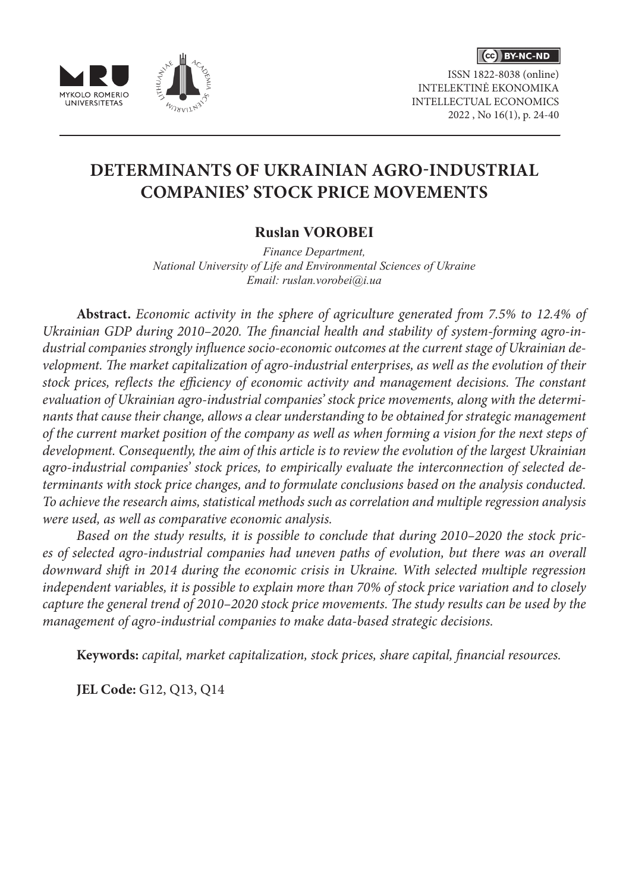ISSN 1822-8038 (online)
INTELEKTINĖ EKONOMIKA
INTELLECTUAL ECONOMICS
2022 , No 16(1), p. 24-40

# DETERMINANTS OF UKRAINIAN AGRO-INDUSTRIAL COMPANIES' STOCK PRICE MOVEMENTS

**Ruslan VOROBEI**

*Finance Department,*
*National University of Life and Environmental Sciences of Ukraine*
*Email: ruslan.vorobei@i.ua*

**Abstract.** *Economic activity in the sphere of agriculture generated from 7.5% to 12.4% of Ukrainian GDP during 2010–2020. The financial health and stability of system-forming agro-industrial companies strongly influence socio-economic outcomes at the current stage of Ukrainian development. The market capitalization of agro-industrial enterprises, as well as the evolution of their stock prices, reflects the efficiency of economic activity and management decisions. The constant evaluation of Ukrainian agro-industrial companies' stock price movements, along with the determinants that cause their change, allows a clear understanding to be obtained for strategic management of the current market position of the company as well as when forming a vision for the next steps of development. Consequently, the aim of this article is to review the evolution of the largest Ukrainian agro-industrial companies' stock prices, to empirically evaluate the interconnection of selected determinants with stock price changes, and to formulate conclusions based on the analysis conducted. To achieve the research aims, statistical methods such as correlation and multiple regression analysis were used, as well as comparative economic analysis.*

*Based on the study results, it is possible to conclude that during 2010–2020 the stock prices of selected agro-industrial companies had uneven paths of evolution, but there was an overall downward shift in 2014 during the economic crisis in Ukraine. With selected multiple regression independent variables, it is possible to explain more than 70% of stock price variation and to closely capture the general trend of 2010–2020 stock price movements. The study results can be used by the management of agro-industrial companies to make data-based strategic decisions.*

**Keywords:** *capital, market capitalization, stock prices, share capital, financial resources.*

**JEL Code:** G12, Q13, Q14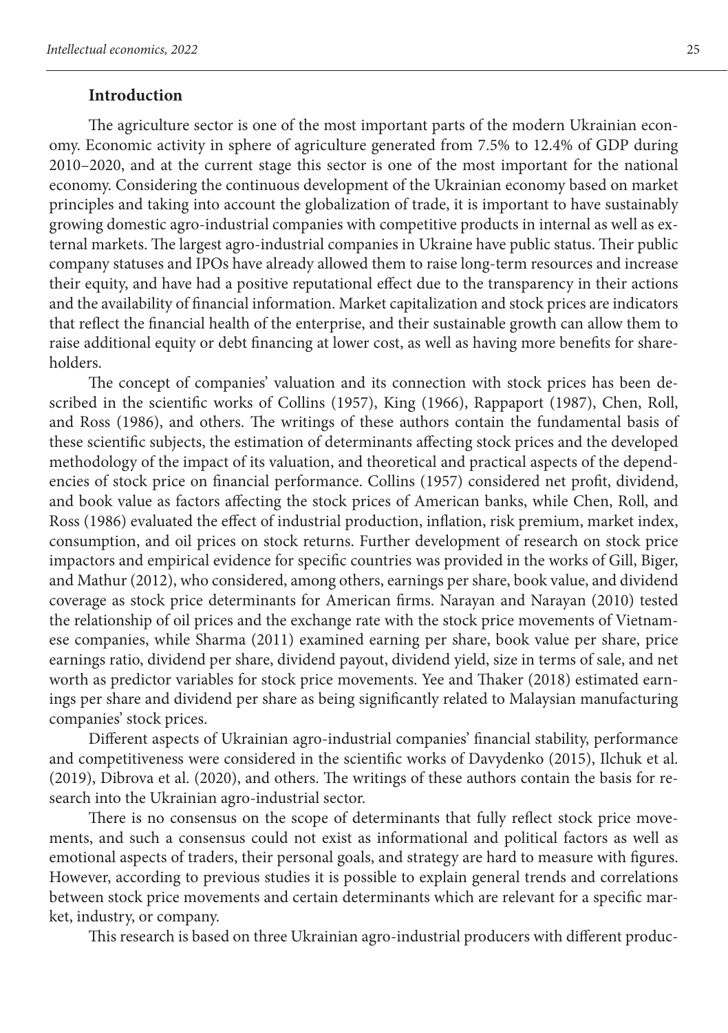## Introduction

The agriculture sector is one of the most important parts of the modern Ukrainian economy. Economic activity in sphere of agriculture generated from 7.5% to 12.4% of GDP during 2010–2020, and at the current stage this sector is one of the most important for the national economy. Considering the continuous development of the Ukrainian economy based on market principles and taking into account the globalization of trade, it is important to have sustainably growing domestic agro-industrial companies with competitive products in internal as well as external markets. The largest agro-industrial companies in Ukraine have public status. Their public company statuses and IPOs have already allowed them to raise long-term resources and increase their equity, and have had a positive reputational effect due to the transparency in their actions and the availability of financial information. Market capitalization and stock prices are indicators that reflect the financial health of the enterprise, and their sustainable growth can allow them to raise additional equity or debt financing at lower cost, as well as having more benefits for shareholders.

The concept of companies' valuation and its connection with stock prices has been described in the scientific works of Collins (1957), King (1966), Rappaport (1987), Chen, Roll, and Ross (1986), and others. The writings of these authors contain the fundamental basis of these scientific subjects, the estimation of determinants affecting stock prices and the developed methodology of the impact of its valuation, and theoretical and practical aspects of the dependencies of stock price on financial performance. Collins (1957) considered net profit, dividend, and book value as factors affecting the stock prices of American banks, while Chen, Roll, and Ross (1986) evaluated the effect of industrial production, inflation, risk premium, market index, consumption, and oil prices on stock returns. Further development of research on stock price impactors and empirical evidence for specific countries was provided in the works of Gill, Biger, and Mathur (2012), who considered, among others, earnings per share, book value, and dividend coverage as stock price determinants for American firms. Narayan and Narayan (2010) tested the relationship of oil prices and the exchange rate with the stock price movements of Vietnamese companies, while Sharma (2011) examined earning per share, book value per share, price earnings ratio, dividend per share, dividend payout, dividend yield, size in terms of sale, and net worth as predictor variables for stock price movements. Yee and Thaker (2018) estimated earnings per share and dividend per share as being significantly related to Malaysian manufacturing companies' stock prices.

Different aspects of Ukrainian agro-industrial companies' financial stability, performance and competitiveness were considered in the scientific works of Davydenko (2015), Ilchuk et al. (2019), Dibrova et al. (2020), and others. The writings of these authors contain the basis for research into the Ukrainian agro-industrial sector.

There is no consensus on the scope of determinants that fully reflect stock price movements, and such a consensus could not exist as informational and political factors as well as emotional aspects of traders, their personal goals, and strategy are hard to measure with figures. However, according to previous studies it is possible to explain general trends and correlations between stock price movements and certain determinants which are relevant for a specific market, industry, or company.

This research is based on three Ukrainian agro-industrial producers with different produc-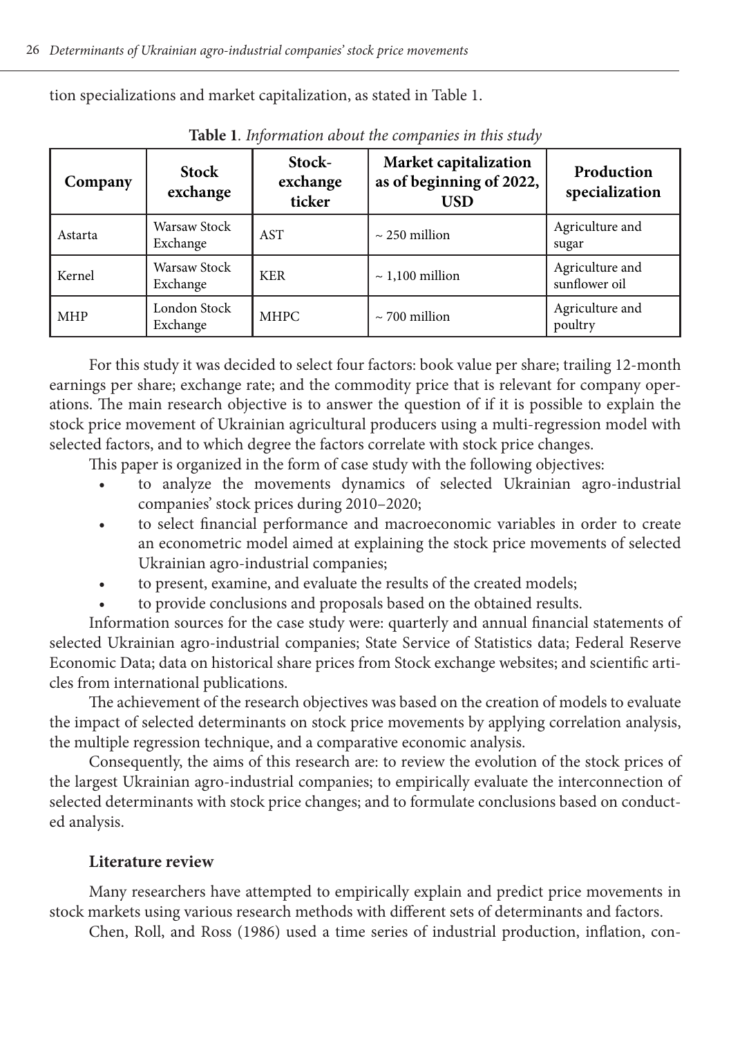tion specializations and market capitalization, as stated in Table 1.

**Table 1**. *Information about the companies in this study*

| Company | Stock exchange | Stock-exchange ticker | Market capitalization as of beginning of 2022, USD | Production specialization |
|---|---|---|---|---|
| Astarta | Warsaw Stock Exchange | AST | ~ 250 million | Agriculture and sugar |
| Kernel | Warsaw Stock Exchange | KER | ~ 1,100 million | Agriculture and sunflower oil |
| MHP | London Stock Exchange | MHPC | ~ 700 million | Agriculture and poultry |

For this study it was decided to select four factors: book value per share; trailing 12-month earnings per share; exchange rate; and the commodity price that is relevant for company operations. The main research objective is to answer the question of if it is possible to explain the stock price movement of Ukrainian agricultural producers using a multi-regression model with selected factors, and to which degree the factors correlate with stock price changes.

This paper is organized in the form of case study with the following objectives:

- to analyze the movements dynamics of selected Ukrainian agro-industrial companies' stock prices during 2010–2020;
- to select financial performance and macroeconomic variables in order to create an econometric model aimed at explaining the stock price movements of selected Ukrainian agro-industrial companies;
- to present, examine, and evaluate the results of the created models;
- to provide conclusions and proposals based on the obtained results.

Information sources for the case study were: quarterly and annual financial statements of selected Ukrainian agro-industrial companies; State Service of Statistics data; Federal Reserve Economic Data; data on historical share prices from Stock exchange websites; and scientific articles from international publications.

The achievement of the research objectives was based on the creation of models to evaluate the impact of selected determinants on stock price movements by applying correlation analysis, the multiple regression technique, and a comparative economic analysis.

Consequently, the aims of this research are: to review the evolution of the stock prices of the largest Ukrainian agro-industrial companies; to empirically evaluate the interconnection of selected determinants with stock price changes; and to formulate conclusions based on conducted analysis.

## Literature review

Many researchers have attempted to empirically explain and predict price movements in stock markets using various research methods with different sets of determinants and factors.

Chen, Roll, and Ross (1986) used a time series of industrial production, inflation, con-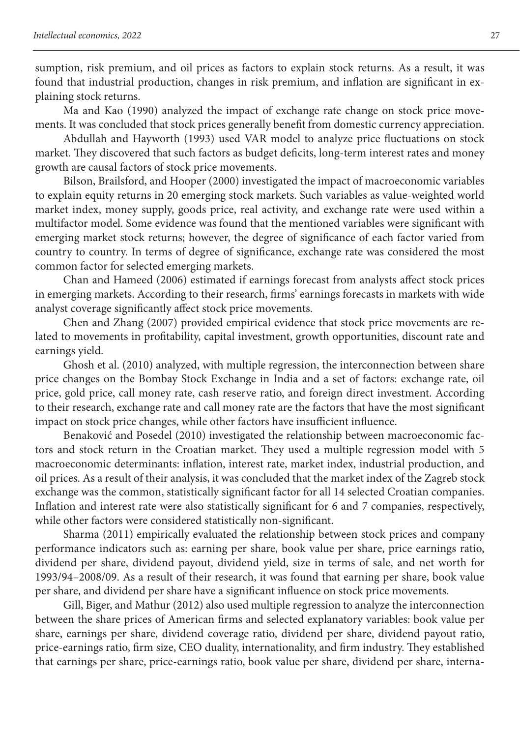sumption, risk premium, and oil prices as factors to explain stock returns. As a result, it was found that industrial production, changes in risk premium, and inflation are significant in explaining stock returns.

Ma and Kao (1990) analyzed the impact of exchange rate change on stock price movements. It was concluded that stock prices generally benefit from domestic currency appreciation.

Abdullah and Hayworth (1993) used VAR model to analyze price fluctuations on stock market. They discovered that such factors as budget deficits, long-term interest rates and money growth are causal factors of stock price movements.

Bilson, Brailsford, and Hooper (2000) investigated the impact of macroeconomic variables to explain equity returns in 20 emerging stock markets. Such variables as value-weighted world market index, money supply, goods price, real activity, and exchange rate were used within a multifactor model. Some evidence was found that the mentioned variables were significant with emerging market stock returns; however, the degree of significance of each factor varied from country to country. In terms of degree of significance, exchange rate was considered the most common factor for selected emerging markets.

Chan and Hameed (2006) estimated if earnings forecast from analysts affect stock prices in emerging markets. According to their research, firms' earnings forecasts in markets with wide analyst coverage significantly affect stock price movements.

Chen and Zhang (2007) provided empirical evidence that stock price movements are related to movements in profitability, capital investment, growth opportunities, discount rate and earnings yield.

Ghosh et al. (2010) analyzed, with multiple regression, the interconnection between share price changes on the Bombay Stock Exchange in India and a set of factors: exchange rate, oil price, gold price, call money rate, cash reserve ratio, and foreign direct investment. According to their research, exchange rate and call money rate are the factors that have the most significant impact on stock price changes, while other factors have insufficient influence.

Benaković and Posedel (2010) investigated the relationship between macroeconomic factors and stock return in the Croatian market. They used a multiple regression model with 5 macroeconomic determinants: inflation, interest rate, market index, industrial production, and oil prices. As a result of their analysis, it was concluded that the market index of the Zagreb stock exchange was the common, statistically significant factor for all 14 selected Croatian companies. Inflation and interest rate were also statistically significant for 6 and 7 companies, respectively, while other factors were considered statistically non-significant.

Sharma (2011) empirically evaluated the relationship between stock prices and company performance indicators such as: earning per share, book value per share, price earnings ratio, dividend per share, dividend payout, dividend yield, size in terms of sale, and net worth for 1993/94–2008/09. As a result of their research, it was found that earning per share, book value per share, and dividend per share have a significant influence on stock price movements.

Gill, Biger, and Mathur (2012) also used multiple regression to analyze the interconnection between the share prices of American firms and selected explanatory variables: book value per share, earnings per share, dividend coverage ratio, dividend per share, dividend payout ratio, price-earnings ratio, firm size, CEO duality, internationality, and firm industry. They established that earnings per share, price-earnings ratio, book value per share, dividend per share, interna-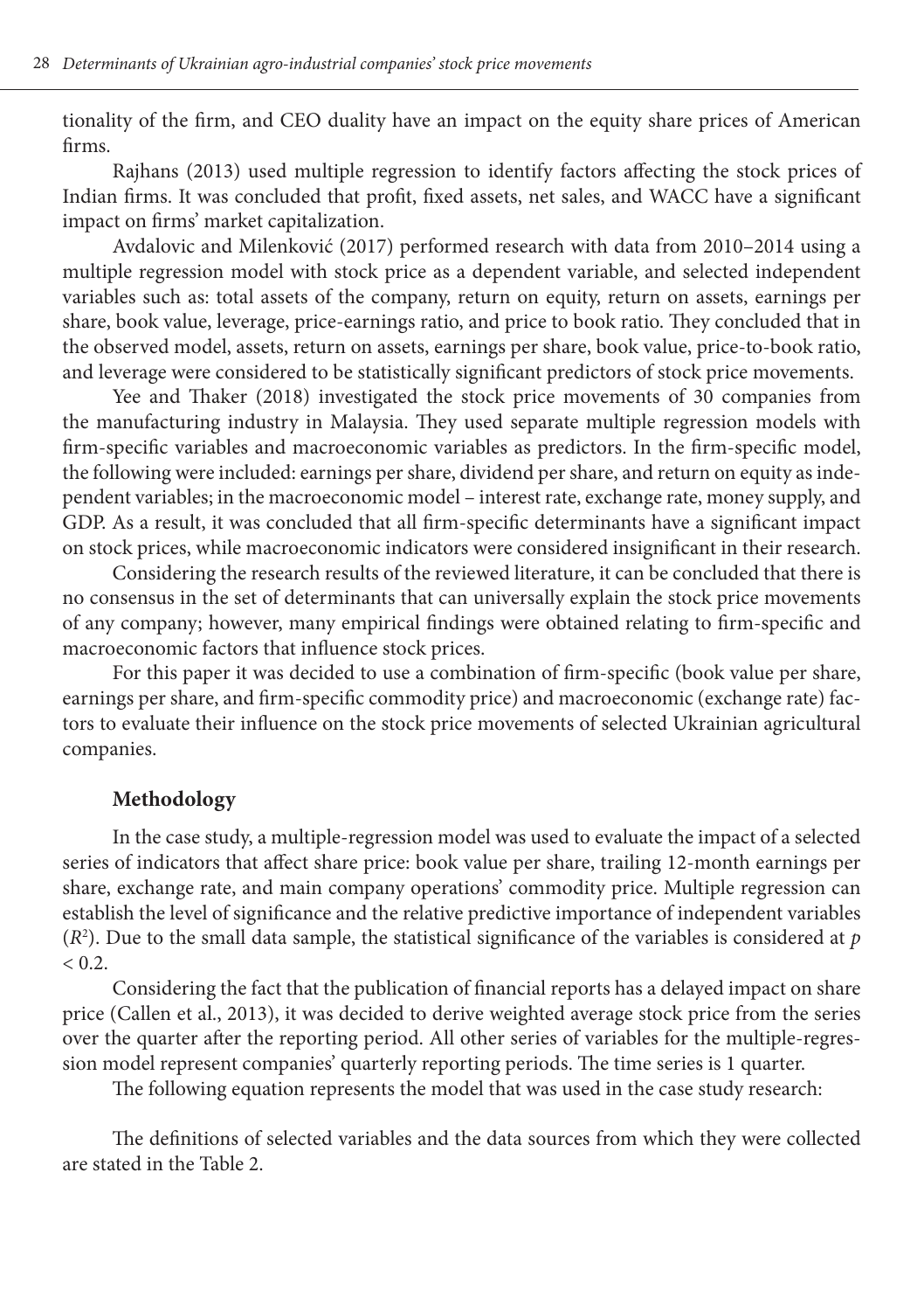tionality of the firm, and CEO duality have an impact on the equity share prices of American firms.

Rajhans (2013) used multiple regression to identify factors affecting the stock prices of Indian firms. It was concluded that profit, fixed assets, net sales, and WACC have a significant impact on firms' market capitalization.

Avdalovic and Milenković (2017) performed research with data from 2010–2014 using a multiple regression model with stock price as a dependent variable, and selected independent variables such as: total assets of the company, return on equity, return on assets, earnings per share, book value, leverage, price-earnings ratio, and price to book ratio. They concluded that in the observed model, assets, return on assets, earnings per share, book value, price-to-book ratio, and leverage were considered to be statistically significant predictors of stock price movements.

Yee and Thaker (2018) investigated the stock price movements of 30 companies from the manufacturing industry in Malaysia. They used separate multiple regression models with firm-specific variables and macroeconomic variables as predictors. In the firm-specific model, the following were included: earnings per share, dividend per share, and return on equity as independent variables; in the macroeconomic model – interest rate, exchange rate, money supply, and GDP. As a result, it was concluded that all firm-specific determinants have a significant impact on stock prices, while macroeconomic indicators were considered insignificant in their research.

Considering the research results of the reviewed literature, it can be concluded that there is no consensus in the set of determinants that can universally explain the stock price movements of any company; however, many empirical findings were obtained relating to firm-specific and macroeconomic factors that influence stock prices.

For this paper it was decided to use a combination of firm-specific (book value per share, earnings per share, and firm-specific commodity price) and macroeconomic (exchange rate) factors to evaluate their influence on the stock price movements of selected Ukrainian agricultural companies.

## Methodology

In the case study, a multiple-regression model was used to evaluate the impact of a selected series of indicators that affect share price: book value per share, trailing 12-month earnings per share, exchange rate, and main company operations' commodity price. Multiple regression can establish the level of significance and the relative predictive importance of independent variables ($R^2$). Due to the small data sample, the statistical significance of the variables is considered at $p < 0.2$.

Considering the fact that the publication of financial reports has a delayed impact on share price (Callen et al., 2013), it was decided to derive weighted average stock price from the series over the quarter after the reporting period. All other series of variables for the multiple-regression model represent companies' quarterly reporting periods. The time series is 1 quarter.

The following equation represents the model that was used in the case study research:

The definitions of selected variables and the data sources from which they were collected are stated in the Table 2.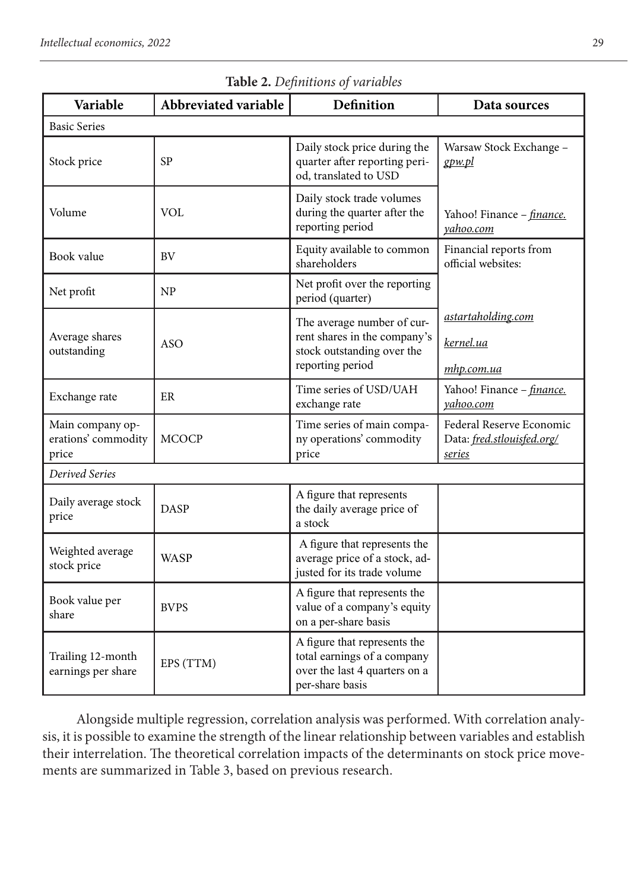**Table 2.** *Definitions of variables*

| Variable | Abbreviated variable | Definition | Data sources |
|---|---|---|---|
| Basic Series | | | |
| Stock price | SP | Daily stock price during the quarter after reporting period, translated to USD | Warsaw Stock Exchange – gpw.pl |
| Volume | VOL | Daily stock trade volumes during the quarter after the reporting period | Yahoo! Finance – finance.yahoo.com |
| Book value | BV | Equity available to common shareholders | Financial reports from official websites: |
| Net profit | NP | Net profit over the reporting period (quarter) | |
| Average shares outstanding | ASO | The average number of current shares in the company's stock outstanding over the reporting period | astartaholding.com kernel.ua mhp.com.ua |
| Exchange rate | ER | Time series of USD/UAH exchange rate | Yahoo! Finance – finance.yahoo.com |
| Main company operations' commodity price | MCOCP | Time series of main company operations' commodity price | Federal Reserve Economic Data: fred.stlouisfed.org/series |
| *Derived Series* | | | |
| Daily average stock price | DASP | A figure that represents the daily average price of a stock | |
| Weighted average stock price | WASP | A figure that represents the average price of a stock, adjusted for its trade volume | |
| Book value per share | BVPS | A figure that represents the value of a company's equity on a per-share basis | |
| Trailing 12-month earnings per share | EPS (TTM) | A figure that represents the total earnings of a company over the last 4 quarters on a per-share basis | |

Alongside multiple regression, correlation analysis was performed. With correlation analysis, it is possible to examine the strength of the linear relationship between variables and establish their interrelation. The theoretical correlation impacts of the determinants on stock price movements are summarized in Table 3, based on previous research.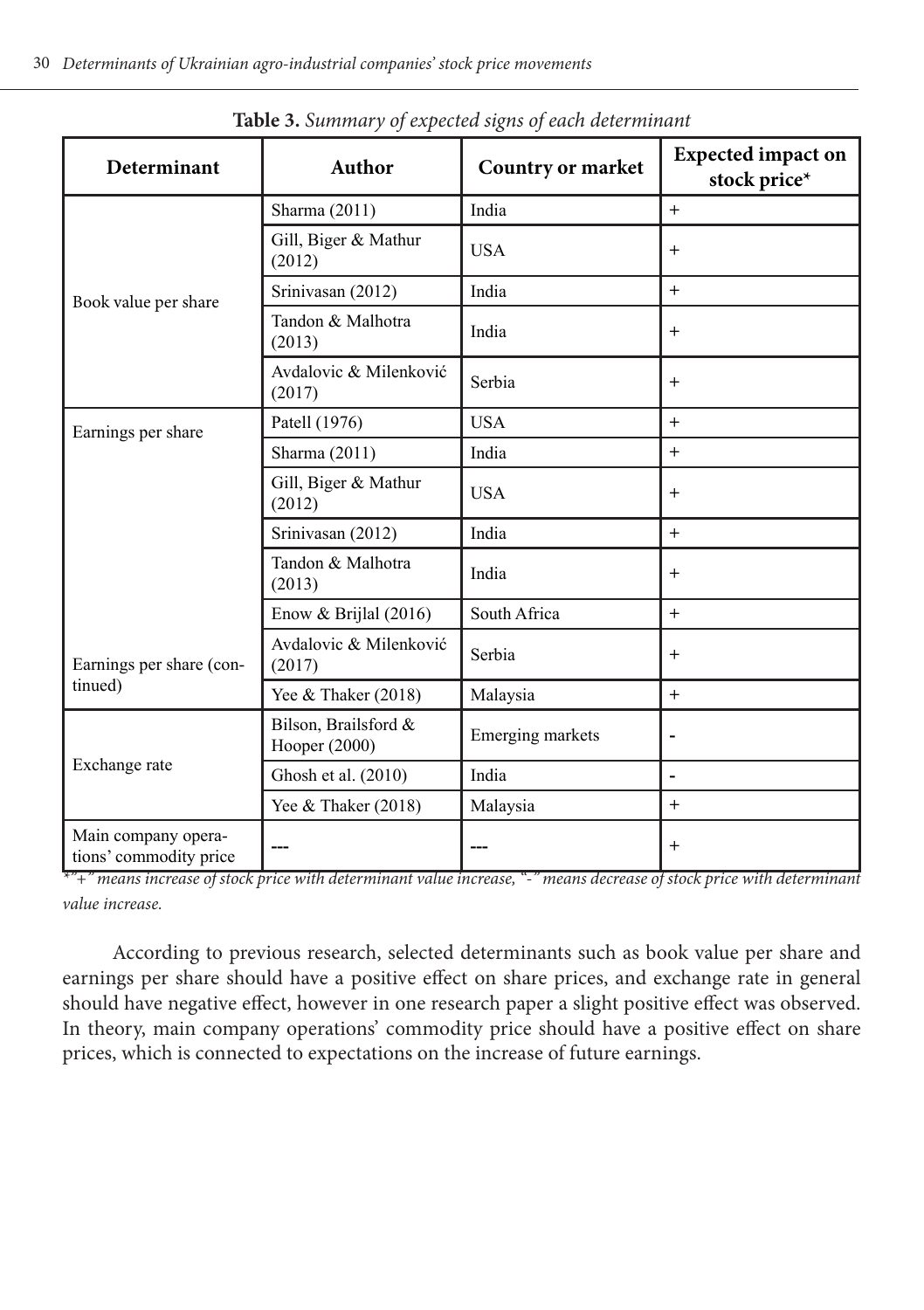**Table 3.** *Summary of expected signs of each determinant*

| Determinant | Author | Country or market | Expected impact on stock price* |
|---|---|---|---|
| Book value per share | Sharma (2011) | India | + |
| | Gill, Biger & Mathur (2012) | USA | + |
| | Srinivasan (2012) | India | + |
| | Tandon & Malhotra (2013) | India | + |
| | Avdalovic & Milenković (2017) | Serbia | + |
| Earnings per share | Patell (1976) | USA | + |
| | Sharma (2011) | India | + |
| | Gill, Biger & Mathur (2012) | USA | + |
| | Srinivasan (2012) | India | + |
| | Tandon & Malhotra (2013) | India | + |
| | Enow & Brijlal (2016) | South Africa | + |
| Earnings per share (continued) | Avdalovic & Milenković (2017) | Serbia | + |
| | Yee & Thaker (2018) | Malaysia | + |
| Exchange rate | Bilson, Brailsford & Hooper (2000) | Emerging markets | - |
| | Ghosh et al. (2010) | India | - |
| | Yee & Thaker (2018) | Malaysia | + |
| Main company operations' commodity price | --- | --- | + |

*"+" means increase of stock price with determinant value increase, "-" means decrease of stock price with determinant value increase.*

According to previous research, selected determinants such as book value per share and earnings per share should have a positive effect on share prices, and exchange rate in general should have negative effect, however in one research paper a slight positive effect was observed. In theory, main company operations' commodity price should have a positive effect on share prices, which is connected to expectations on the increase of future earnings.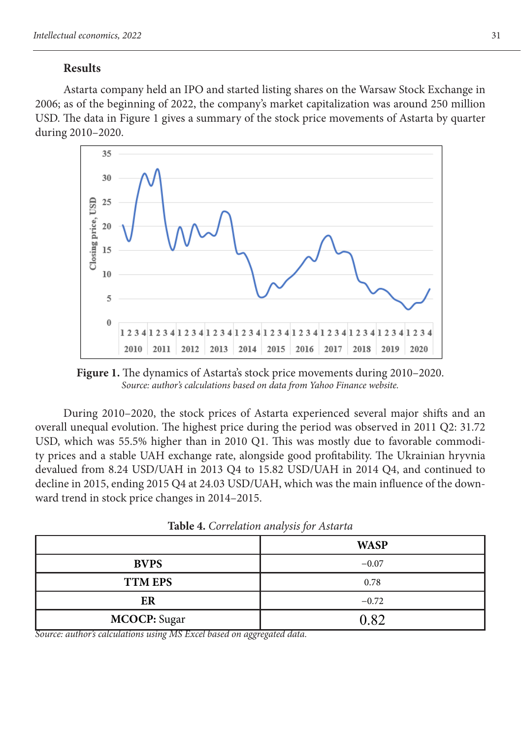## Results

Astarta company held an IPO and started listing shares on the Warsaw Stock Exchange in 2006; as of the beginning of 2022, the company's market capitalization was around 250 million USD. The data in Figure 1 gives a summary of the stock price movements of Astarta by quarter during 2010–2020.

**Figure 1.** The dynamics of Astarta's stock price movements during 2010–2020.
*Source: author's calculations based on data from Yahoo Finance website.*

During 2010–2020, the stock prices of Astarta experienced several major shifts and an overall unequal evolution. The highest price during the period was observed in 2011 Q2: 31.72 USD, which was 55.5% higher than in 2010 Q1. This was mostly due to favorable commodity prices and a stable UAH exchange rate, alongside good profitability. The Ukrainian hryvnia devalued from 8.24 USD/UAH in 2013 Q4 to 15.82 USD/UAH in 2014 Q4, and continued to decline in 2015, ending 2015 Q4 at 24.03 USD/UAH, which was the main influence of the downward trend in stock price changes in 2014–2015.

**Table 4.** *Correlation analysis for Astarta*

| | **WASP** |
|---|---|
| **BVPS** | −0.07 |
| **TTM EPS** | 0.78 |
| **ER** | −0.72 |
| **MCOCP:** Sugar | 0.82 |

*Source: author's calculations using MS Excel based on aggregated data.*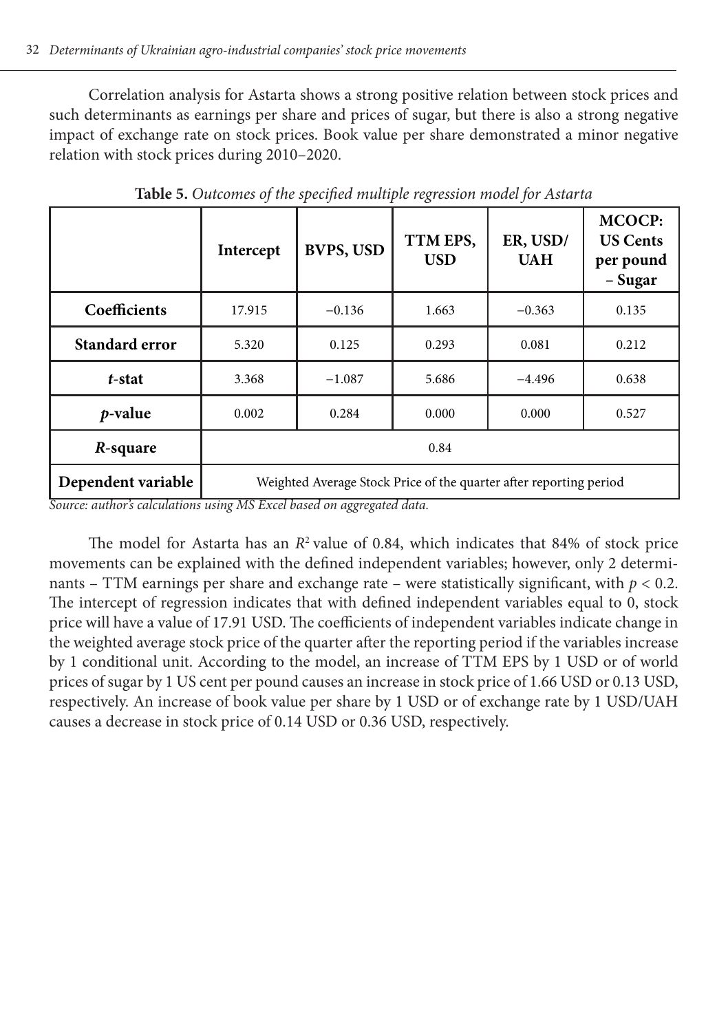Correlation analysis for Astarta shows a strong positive relation between stock prices and such determinants as earnings per share and prices of sugar, but there is also a strong negative impact of exchange rate on stock prices. Book value per share demonstrated a minor negative relation with stock prices during 2010–2020.

**Table 5.** *Outcomes of the specified multiple regression model for Astarta*

| | **Intercept** | **BVPS, USD** | **TTM EPS, USD** | **ER, USD/ UAH** | **MCOCP: US Cents per pound – Sugar** |
|---|---|---|---|---|---|
| **Coefficients** | 17.915 | −0.136 | 1.663 | −0.363 | 0.135 |
| **Standard error** | 5.320 | 0.125 | 0.293 | 0.081 | 0.212 |
| ***t*-stat** | 3.368 | −1.087 | 5.686 | −4.496 | 0.638 |
| ***p*-value** | 0.002 | 0.284 | 0.000 | 0.000 | 0.527 |
| ***R*-square** | 0.84 | | | | |
| **Dependent variable** | Weighted Average Stock Price of the quarter after reporting period | | | | |

*Source: author's calculations using MS Excel based on aggregated data.*

The model for Astarta has an $R^2$ value of 0.84, which indicates that 84% of stock price movements can be explained with the defined independent variables; however, only 2 determinants – TTM earnings per share and exchange rate – were statistically significant, with $p < 0.2$. The intercept of regression indicates that with defined independent variables equal to 0, stock price will have a value of 17.91 USD. The coefficients of independent variables indicate change in the weighted average stock price of the quarter after the reporting period if the variables increase by 1 conditional unit. According to the model, an increase of TTM EPS by 1 USD or of world prices of sugar by 1 US cent per pound causes an increase in stock price of 1.66 USD or 0.13 USD, respectively. An increase of book value per share by 1 USD or of exchange rate by 1 USD/UAH causes a decrease in stock price of 0.14 USD or 0.36 USD, respectively.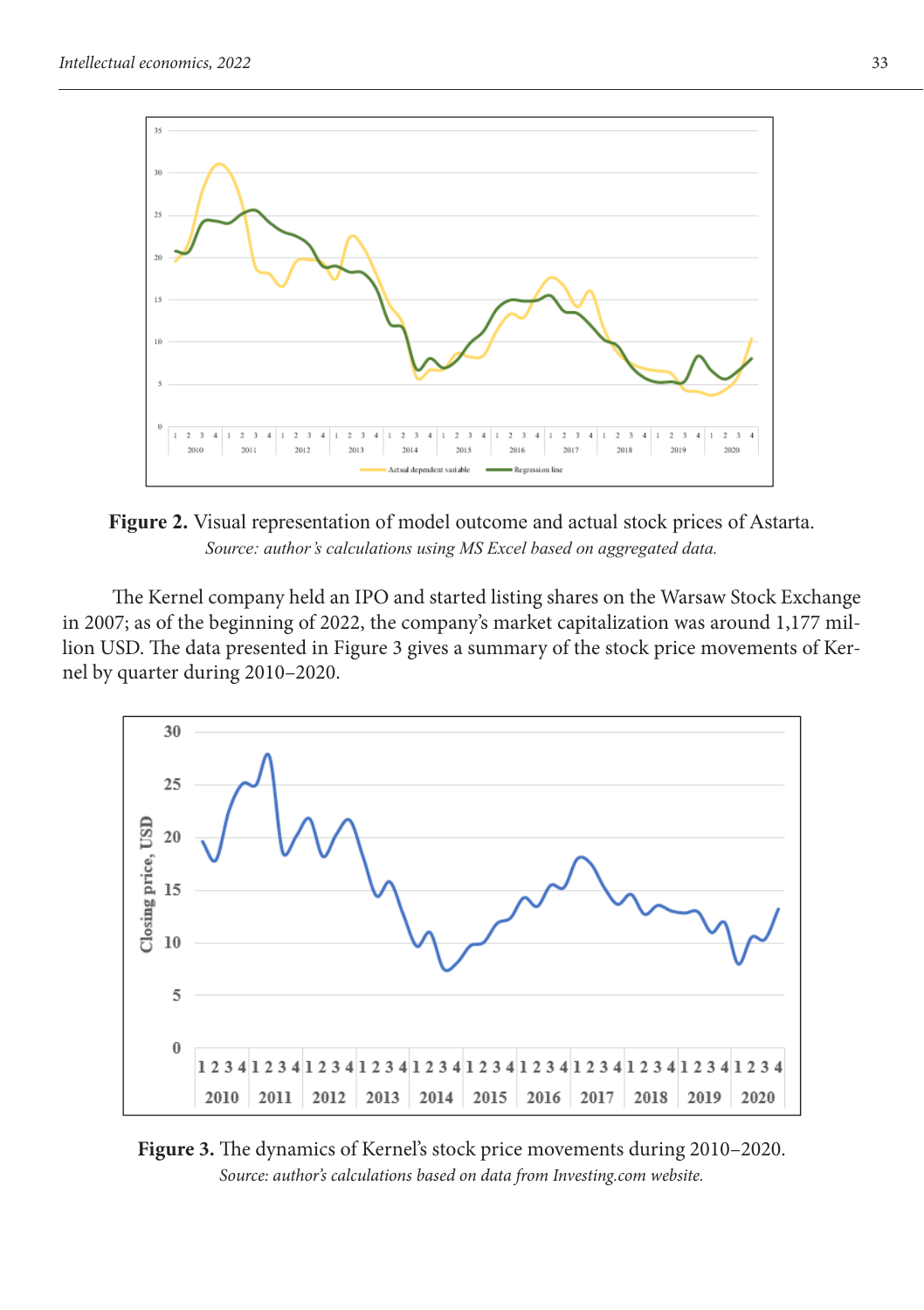**Figure 2.** Visual representation of model outcome and actual stock prices of Astarta.
*Source: author's calculations using MS Excel based on aggregated data.*

The Kernel company held an IPO and started listing shares on the Warsaw Stock Exchange in 2007; as of the beginning of 2022, the company's market capitalization was around 1,177 million USD. The data presented in Figure 3 gives a summary of the stock price movements of Kernel by quarter during 2010–2020.

**Figure 3.** The dynamics of Kernel's stock price movements during 2010–2020.
*Source: author's calculations based on data from Investing.com website.*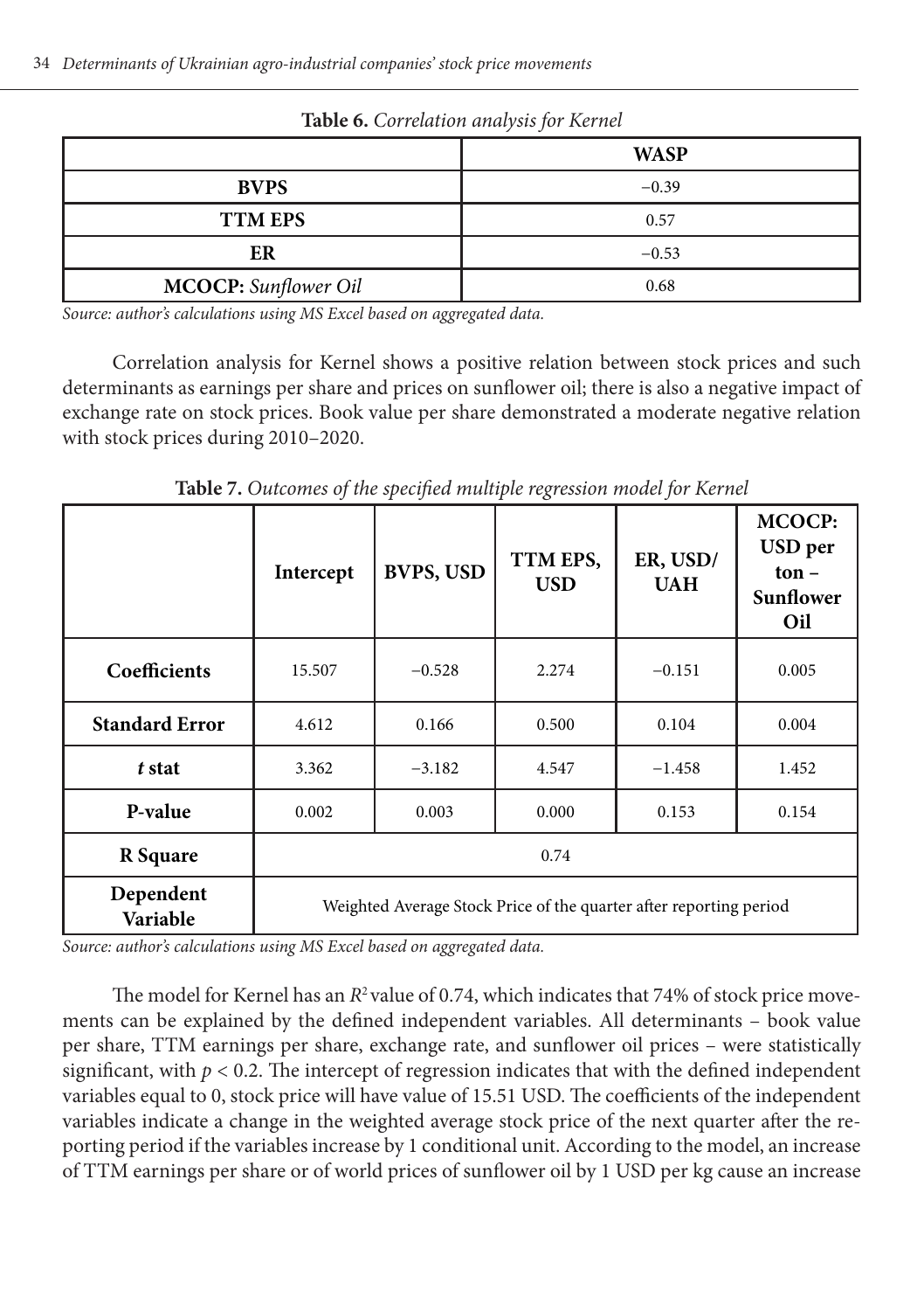**Table 6.** *Correlation analysis for Kernel*

| | WASP |
|---|---|
| **BVPS** | −0.39 |
| **TTM EPS** | 0.57 |
| **ER** | −0.53 |
| **MCOCP:** *Sunflower Oil* | 0.68 |

*Source: author's calculations using MS Excel based on aggregated data.*

Correlation analysis for Kernel shows a positive relation between stock prices and such determinants as earnings per share and prices on sunflower oil; there is also a negative impact of exchange rate on stock prices. Book value per share demonstrated a moderate negative relation with stock prices during 2010–2020.

**Table 7.** *Outcomes of the specified multiple regression model for Kernel*

| | Intercept | BVPS, USD | TTM EPS, USD | ER, USD/UAH | MCOCP: USD per ton – Sunflower Oil |
|---|---|---|---|---|---|
| **Coefficients** | 15.507 | −0.528 | 2.274 | −0.151 | 0.005 |
| **Standard Error** | 4.612 | 0.166 | 0.500 | 0.104 | 0.004 |
| ***t* stat** | 3.362 | −3.182 | 4.547 | −1.458 | 1.452 |
| **P-value** | 0.002 | 0.003 | 0.000 | 0.153 | 0.154 |
| **R Square** | 0.74 | | | | |
| **Dependent Variable** | Weighted Average Stock Price of the quarter after reporting period | | | | |

*Source: author's calculations using MS Excel based on aggregated data.*

The model for Kernel has an $R^2$ value of 0.74, which indicates that 74% of stock price movements can be explained by the defined independent variables. All determinants – book value per share, TTM earnings per share, exchange rate, and sunflower oil prices – were statistically significant, with $p < 0.2$. The intercept of regression indicates that with the defined independent variables equal to 0, stock price will have value of 15.51 USD. The coefficients of the independent variables indicate a change in the weighted average stock price of the next quarter after the reporting period if the variables increase by 1 conditional unit. According to the model, an increase of TTM earnings per share or of world prices of sunflower oil by 1 USD per kg cause an increase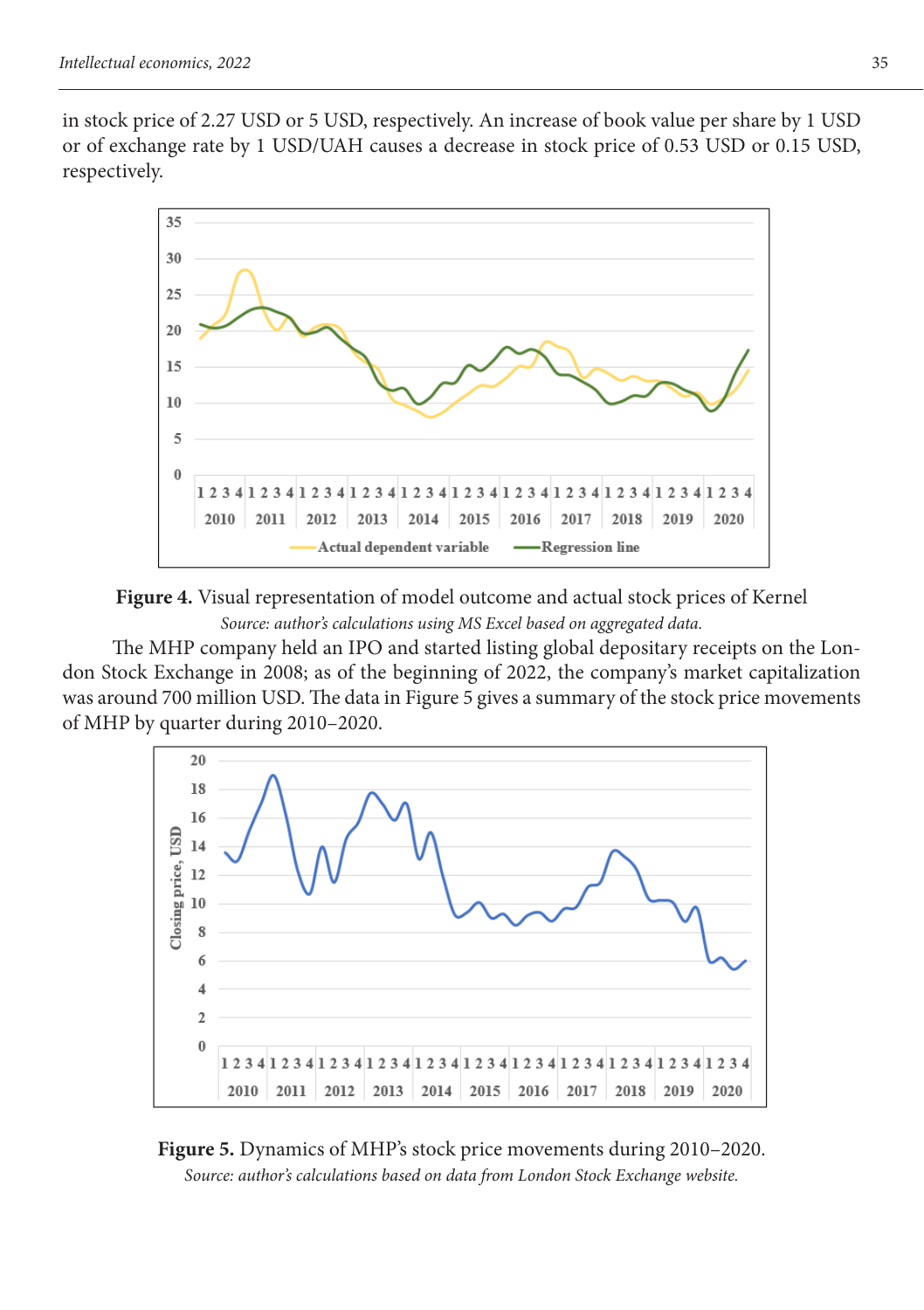in stock price of 2.27 USD or 5 USD, respectively. An increase of book value per share by 1 USD or of exchange rate by 1 USD/UAH causes a decrease in stock price of 0.53 USD or 0.15 USD, respectively.

**Figure 4.** Visual representation of model outcome and actual stock prices of Kernel

*Source: author's calculations using MS Excel based on aggregated data.*

The MHP company held an IPO and started listing global depositary receipts on the London Stock Exchange in 2008; as of the beginning of 2022, the company's market capitalization was around 700 million USD. The data in Figure 5 gives a summary of the stock price movements of MHP by quarter during 2010–2020.

**Figure 5.** Dynamics of MHP's stock price movements during 2010–2020.

*Source: author's calculations based on data from London Stock Exchange website.*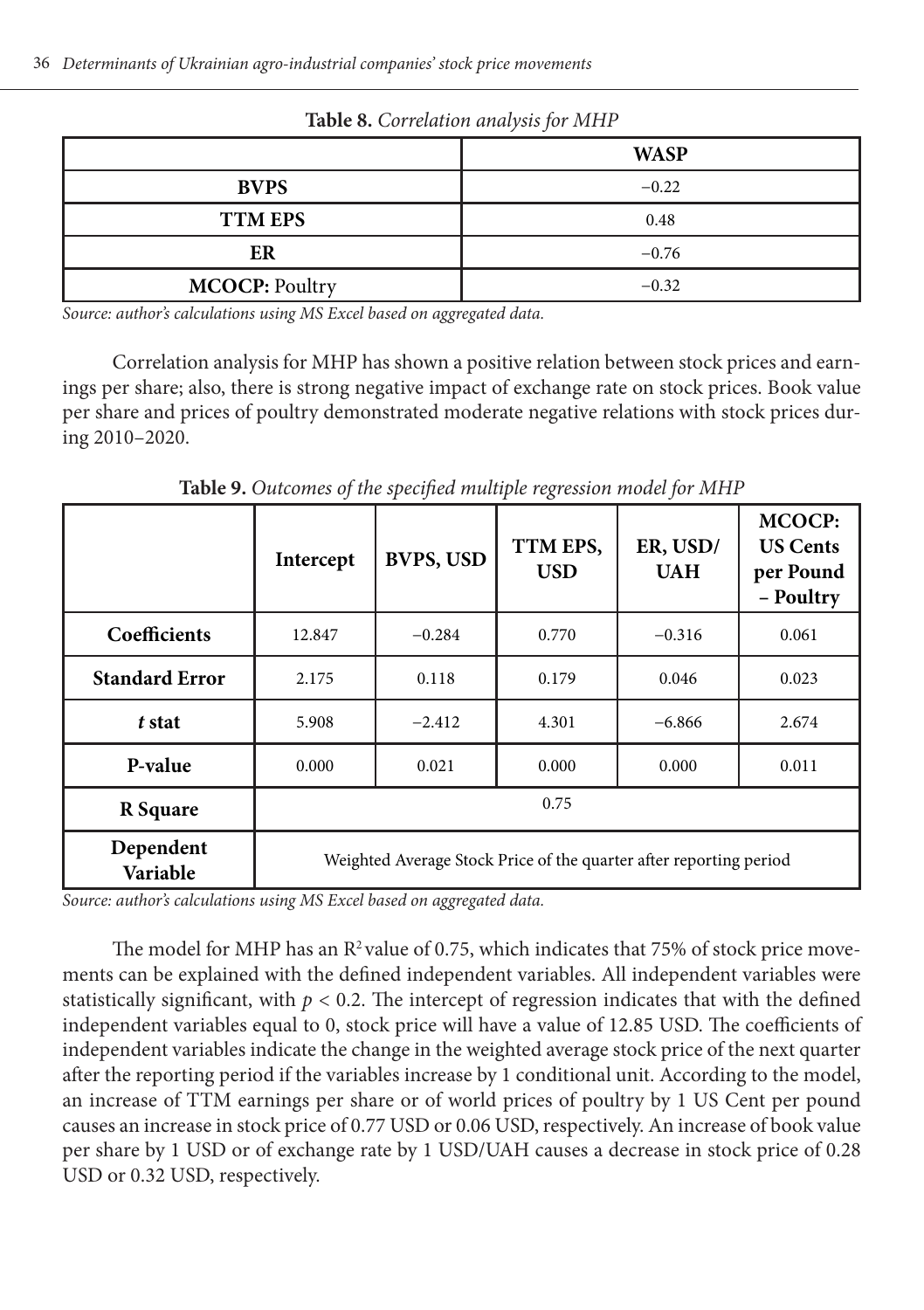**Table 8.** *Correlation analysis for MHP*

| | WASP |
|---|---|
| **BVPS** | −0.22 |
| **TTM EPS** | 0.48 |
| **ER** | −0.76 |
| **MCOCP:** Poultry | −0.32 |

*Source: author's calculations using MS Excel based on aggregated data.*

Correlation analysis for MHP has shown a positive relation between stock prices and earnings per share; also, there is strong negative impact of exchange rate on stock prices. Book value per share and prices of poultry demonstrated moderate negative relations with stock prices during 2010–2020.

**Table 9.** *Outcomes of the specified multiple regression model for MHP*

| | Intercept | BVPS, USD | TTM EPS, USD | ER, USD/UAH | MCOCP: US Cents per Pound – Poultry |
|---|---|---|---|---|---|
| **Coefficients** | 12.847 | −0.284 | 0.770 | −0.316 | 0.061 |
| **Standard Error** | 2.175 | 0.118 | 0.179 | 0.046 | 0.023 |
| ***t* stat** | 5.908 | −2.412 | 4.301 | −6.866 | 2.674 |
| **P-value** | 0.000 | 0.021 | 0.000 | 0.000 | 0.011 |
| **R Square** | 0.75 | | | | |
| **Dependent Variable** | Weighted Average Stock Price of the quarter after reporting period | | | | |

*Source: author's calculations using MS Excel based on aggregated data.*

The model for MHP has an $R^2$ value of 0.75, which indicates that 75% of stock price movements can be explained with the defined independent variables. All independent variables were statistically significant, with $p < 0.2$. The intercept of regression indicates that with the defined independent variables equal to 0, stock price will have a value of 12.85 USD. The coefficients of independent variables indicate the change in the weighted average stock price of the next quarter after the reporting period if the variables increase by 1 conditional unit. According to the model, an increase of TTM earnings per share or of world prices of poultry by 1 US Cent per pound causes an increase in stock price of 0.77 USD or 0.06 USD, respectively. An increase of book value per share by 1 USD or of exchange rate by 1 USD/UAH causes a decrease in stock price of 0.28 USD or 0.32 USD, respectively.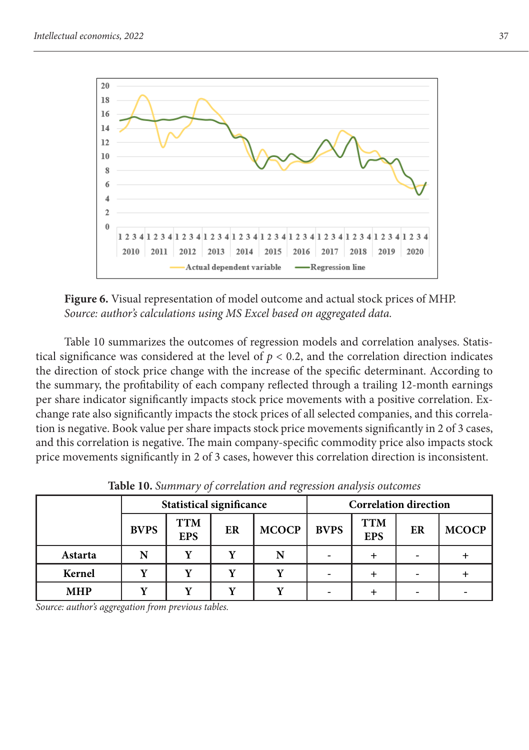**Figure 6.** Visual representation of model outcome and actual stock prices of MHP.
*Source: author's calculations using MS Excel based on aggregated data.*

Table 10 summarizes the outcomes of regression models and correlation analyses. Statistical significance was considered at the level of $p < 0.2$, and the correlation direction indicates the direction of stock price change with the increase of the specific determinant. According to the summary, the profitability of each company reflected through a trailing 12-month earnings per share indicator significantly impacts stock price movements with a positive correlation. Exchange rate also significantly impacts the stock prices of all selected companies, and this correlation is negative. Book value per share impacts stock price movements significantly in 2 of 3 cases, and this correlation is negative. The main company-specific commodity price also impacts stock price movements significantly in 2 of 3 cases, however this correlation direction is inconsistent.

**Table 10.** *Summary of correlation and regression analysis outcomes*

| | Statistical significance | | | | Correlation direction | | | |
|---|---|---|---|---|---|---|---|---|
| | **BVPS** | **TTM EPS** | **ER** | **MCOCP** | **BVPS** | **TTM EPS** | **ER** | **MCOCP** |
| **Astarta** | N | Y | Y | N | - | + | - | + |
| **Kernel** | Y | Y | Y | Y | - | + | - | + |
| **MHP** | Y | Y | Y | Y | - | + | - | - |

*Source: author's aggregation from previous tables.*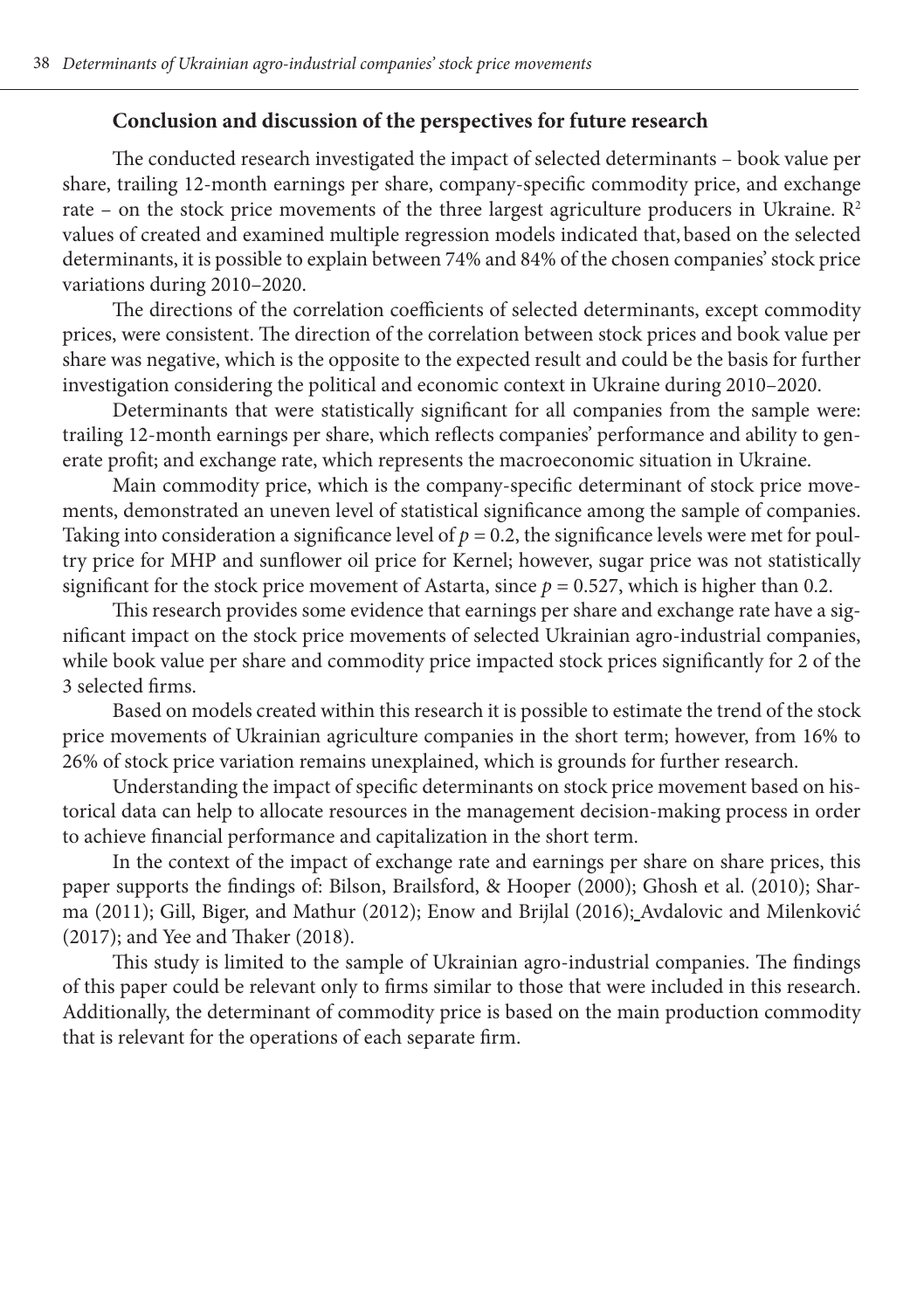## Conclusion and discussion of the perspectives for future research

The conducted research investigated the impact of selected determinants – book value per share, trailing 12-month earnings per share, company-specific commodity price, and exchange rate – on the stock price movements of the three largest agriculture producers in Ukraine. $R^2$ values of created and examined multiple regression models indicated that, based on the selected determinants, it is possible to explain between 74% and 84% of the chosen companies' stock price variations during 2010–2020.

The directions of the correlation coefficients of selected determinants, except commodity prices, were consistent. The direction of the correlation between stock prices and book value per share was negative, which is the opposite to the expected result and could be the basis for further investigation considering the political and economic context in Ukraine during 2010–2020.

Determinants that were statistically significant for all companies from the sample were: trailing 12-month earnings per share, which reflects companies' performance and ability to generate profit; and exchange rate, which represents the macroeconomic situation in Ukraine.

Main commodity price, which is the company-specific determinant of stock price movements, demonstrated an uneven level of statistical significance among the sample of companies. Taking into consideration a significance level of $p = 0.2$, the significance levels were met for poultry price for MHP and sunflower oil price for Kernel; however, sugar price was not statistically significant for the stock price movement of Astarta, since $p = 0.527$, which is higher than 0.2.

This research provides some evidence that earnings per share and exchange rate have a significant impact on the stock price movements of selected Ukrainian agro-industrial companies, while book value per share and commodity price impacted stock prices significantly for 2 of the 3 selected firms.

Based on models created within this research it is possible to estimate the trend of the stock price movements of Ukrainian agriculture companies in the short term; however, from 16% to 26% of stock price variation remains unexplained, which is grounds for further research.

Understanding the impact of specific determinants on stock price movement based on historical data can help to allocate resources in the management decision-making process in order to achieve financial performance and capitalization in the short term.

In the context of the impact of exchange rate and earnings per share on share prices, this paper supports the findings of: Bilson, Brailsford, & Hooper (2000); Ghosh et al. (2010); Sharma (2011); Gill, Biger, and Mathur (2012); Enow and Brijlal (2016); Avdalovic and Milenković (2017); and Yee and Thaker (2018).

This study is limited to the sample of Ukrainian agro-industrial companies. The findings of this paper could be relevant only to firms similar to those that were included in this research. Additionally, the determinant of commodity price is based on the main production commodity that is relevant for the operations of each separate firm.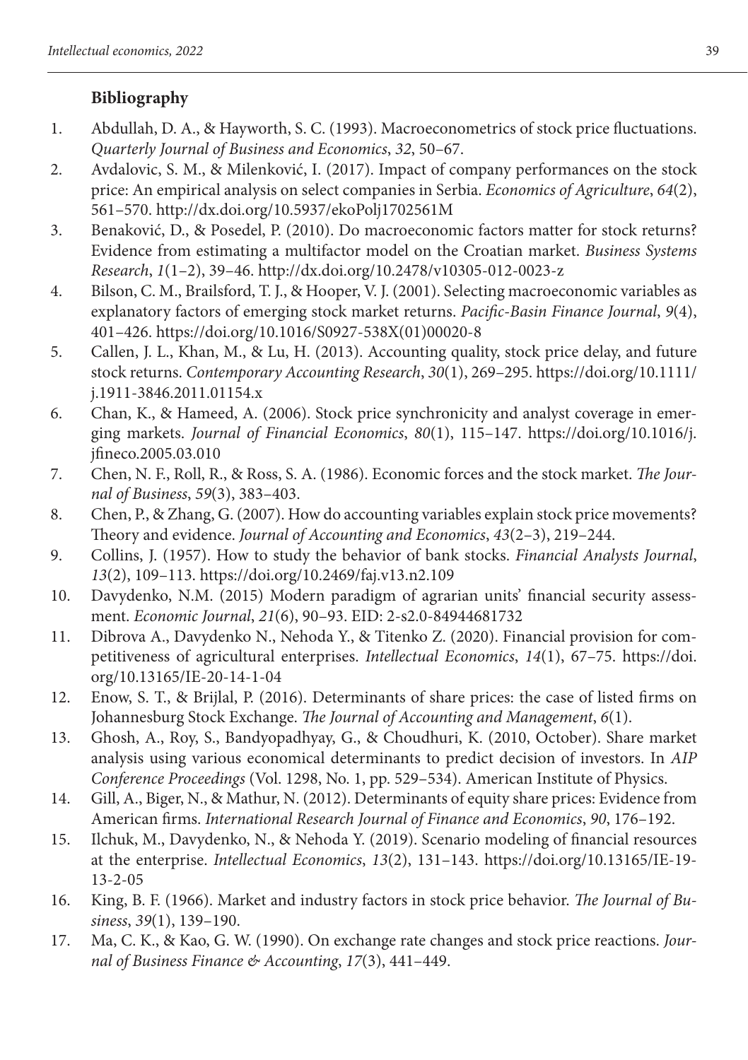## Bibliography

1. Abdullah, D. A., & Hayworth, S. C. (1993). Macroeconometrics of stock price fluctuations. *Quarterly Journal of Business and Economics*, *32*, 50–67.
2. Avdalovic, S. M., & Milenković, I. (2017). Impact of company performances on the stock price: An empirical analysis on select companies in Serbia. *Economics of Agriculture*, *64*(2), 561–570. http://dx.doi.org/10.5937/ekoPolj1702561M
3. Benaković, D., & Posedel, P. (2010). Do macroeconomic factors matter for stock returns? Evidence from estimating a multifactor model on the Croatian market. *Business Systems Research*, *1*(1–2), 39–46. http://dx.doi.org/10.2478/v10305-012-0023-z
4. Bilson, C. M., Brailsford, T. J., & Hooper, V. J. (2001). Selecting macroeconomic variables as explanatory factors of emerging stock market returns. *Pacific-Basin Finance Journal*, *9*(4), 401–426. https://doi.org/10.1016/S0927-538X(01)00020-8
5. Callen, J. L., Khan, M., & Lu, H. (2013). Accounting quality, stock price delay, and future stock returns. *Contemporary Accounting Research*, *30*(1), 269–295. https://doi.org/10.1111/j.1911-3846.2011.01154.x
6. Chan, K., & Hameed, A. (2006). Stock price synchronicity and analyst coverage in emerging markets. *Journal of Financial Economics*, *80*(1), 115–147. https://doi.org/10.1016/j.jfineco.2005.03.010
7. Chen, N. F., Roll, R., & Ross, S. A. (1986). Economic forces and the stock market. *The Journal of Business*, *59*(3), 383–403.
8. Chen, P., & Zhang, G. (2007). How do accounting variables explain stock price movements? Theory and evidence. *Journal of Accounting and Economics*, *43*(2–3), 219–244.
9. Collins, J. (1957). How to study the behavior of bank stocks. *Financial Analysts Journal*, *13*(2), 109–113. https://doi.org/10.2469/faj.v13.n2.109
10. Davydenko, N.M. (2015) Modern paradigm of agrarian units' financial security assessment. *Economic Journal*, *21*(6), 90–93. EID: 2-s2.0-84944681732
11. Dibrova A., Davydenko N., Nehoda Y., & Titenko Z. (2020). Financial provision for competitiveness of agricultural enterprises. *Intellectual Economics*, *14*(1), 67–75. https://doi.org/10.13165/IE-20-14-1-04
12. Enow, S. T., & Brijlal, P. (2016). Determinants of share prices: the case of listed firms on Johannesburg Stock Exchange. *The Journal of Accounting and Management*, *6*(1).
13. Ghosh, A., Roy, S., Bandyopadhyay, G., & Choudhuri, K. (2010, October). Share market analysis using various economical determinants to predict decision of investors. In *AIP Conference Proceedings* (Vol. 1298, No. 1, pp. 529–534). American Institute of Physics.
14. Gill, A., Biger, N., & Mathur, N. (2012). Determinants of equity share prices: Evidence from American firms. *International Research Journal of Finance and Economics*, *90*, 176–192.
15. Ilchuk, M., Davydenko, N., & Nehoda Y. (2019). Scenario modeling of financial resources at the enterprise. *Intellectual Economics*, *13*(2), 131–143. https://doi.org/10.13165/IE-19-13-2-05
16. King, B. F. (1966). Market and industry factors in stock price behavior. *The Journal of Business*, *39*(1), 139–190.
17. Ma, C. K., & Kao, G. W. (1990). On exchange rate changes and stock price reactions. *Journal of Business Finance & Accounting*, *17*(3), 441–449.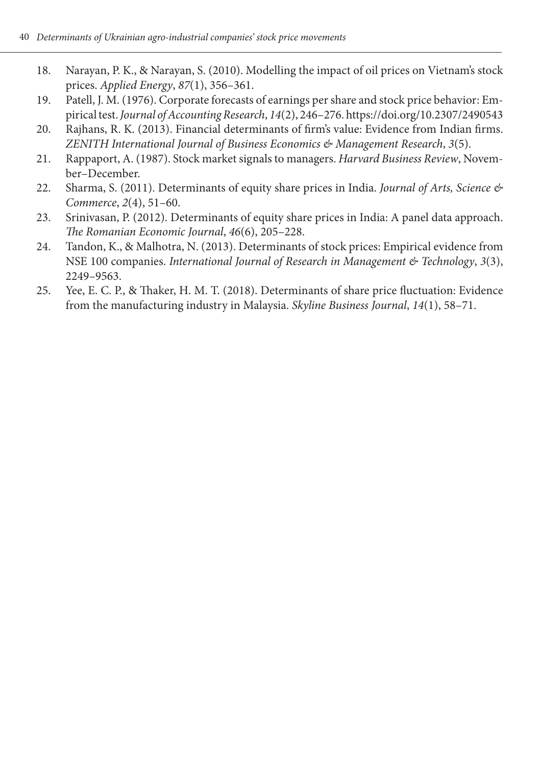18. Narayan, P. K., & Narayan, S. (2010). Modelling the impact of oil prices on Vietnam's stock prices. *Applied Energy*, *87*(1), 356–361.
19. Patell, J. M. (1976). Corporate forecasts of earnings per share and stock price behavior: Empirical test. *Journal of Accounting Research*, *14*(2), 246–276. https://doi.org/10.2307/2490543
20. Rajhans, R. K. (2013). Financial determinants of firm's value: Evidence from Indian firms. *ZENITH International Journal of Business Economics & Management Research*, *3*(5).
21. Rappaport, A. (1987). Stock market signals to managers. *Harvard Business Review*, November–December.
22. Sharma, S. (2011). Determinants of equity share prices in India. *Journal of Arts, Science & Commerce*, *2*(4), 51–60.
23. Srinivasan, P. (2012). Determinants of equity share prices in India: A panel data approach. *The Romanian Economic Journal*, *46*(6), 205–228.
24. Tandon, K., & Malhotra, N. (2013). Determinants of stock prices: Empirical evidence from NSE 100 companies. *International Journal of Research in Management & Technology*, *3*(3), 2249–9563.
25. Yee, E. C. P., & Thaker, H. M. T. (2018). Determinants of share price fluctuation: Evidence from the manufacturing industry in Malaysia. *Skyline Business Journal*, *14*(1), 58–71.